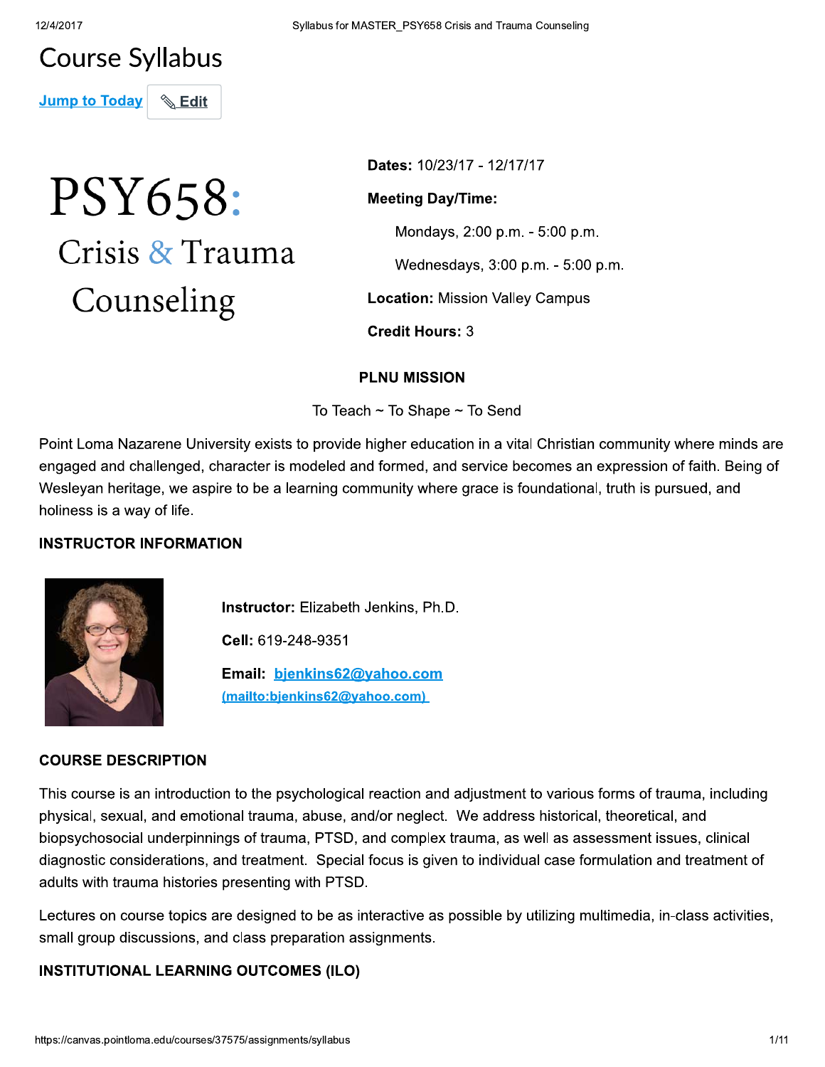# Course Syllabus

Jump to Today | Edit

# PSY658: Crisis & Trauma Counseling

**Dates:** 10/23/17 - 12/17/17

**Meeting Day/Time:**

Mondays, 2:00 p.m. - 5:00 p.m.

Wednesdays, 3:00 p.m. - 5:00 p.m.

**Location:** Mission Valley Campus

**Credit Hours:** 3

### PLNU MISSION

To Teach ~ To Shape ~ To Send

Point Loma Nazarene University exists to provide higher education in a vital Christian community where minds are engaged and challenged, character is modeled and formed, and service becomes an expression of faith. Being of Wesleyan heritage, we aspire to be a learning community where grace is foundational, truth is pursued, and holiness is a way of life.

### INSTRUCTOR INFORMATION

**Instructor:** Elizabeth Jenkins, Ph.D.

**Cell:** 619-248-9351

**Email:** bjenkins62@yahoo.com (mailto:bjenkins62@yahoo.com)

### COURSE DESCRIPTION

This course is an introduction to the psychological reaction and adjustment to various forms of trauma, including physical, sexual, and emotional trauma, abuse, and/or neglect. We address historical, theoretical, and biopsychosocial underpinnings of trauma, PTSD, and complex trauma, as well as assessment issues, clinical diagnostic considerations, and treatment. Special focus is given to individual case formulation and treatment of adults with trauma histories presenting with PTSD.

Lectures on course topics are designed to be as interactive as possible by utilizing multimedia, in-class activities, small group discussions, and class preparation assignments.

### INSTITUTIONAL LEARNING OUTCOMES (ILO)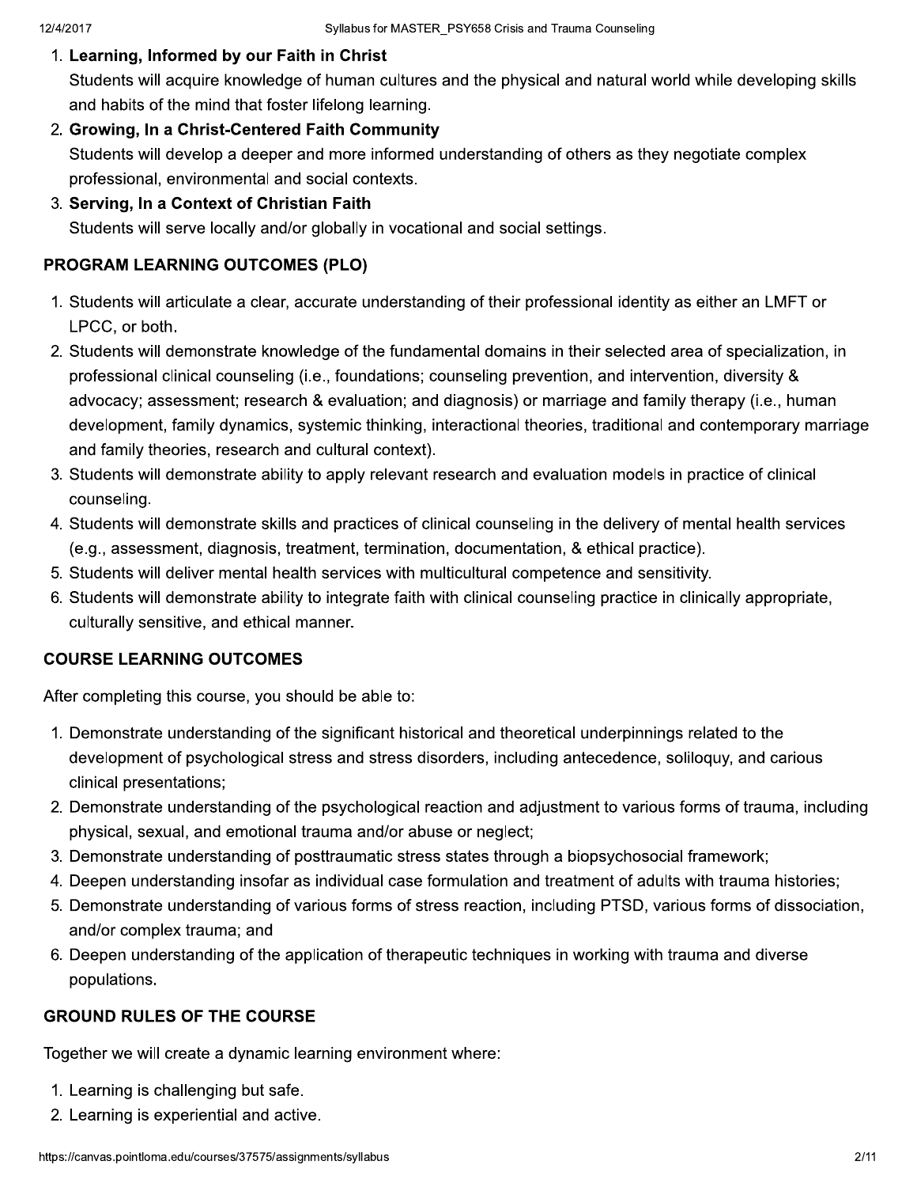1. **Learning, Informed by our Faith in Christ**
   Students will acquire knowledge of human cultures and the physical and natural world while developing skills and habits of the mind that foster lifelong learning.
2. **Growing, In a Christ-Centered Faith Community**
   Students will develop a deeper and more informed understanding of others as they negotiate complex professional, environmental and social contexts.
3. **Serving, In a Context of Christian Faith**
   Students will serve locally and/or globally in vocational and social settings.

## PROGRAM LEARNING OUTCOMES (PLO)

1. Students will articulate a clear, accurate understanding of their professional identity as either an LMFT or LPCC, or both.
2. Students will demonstrate knowledge of the fundamental domains in their selected area of specialization, in professional clinical counseling (i.e., foundations; counseling prevention, and intervention, diversity & advocacy; assessment; research & evaluation; and diagnosis) or marriage and family therapy (i.e., human development, family dynamics, systemic thinking, interactional theories, traditional and contemporary marriage and family theories, research and cultural context).
3. Students will demonstrate ability to apply relevant research and evaluation models in practice of clinical counseling.
4. Students will demonstrate skills and practices of clinical counseling in the delivery of mental health services (e.g., assessment, diagnosis, treatment, termination, documentation, & ethical practice).
5. Students will deliver mental health services with multicultural competence and sensitivity.
6. Students will demonstrate ability to integrate faith with clinical counseling practice in clinically appropriate, culturally sensitive, and ethical manner.

## COURSE LEARNING OUTCOMES

After completing this course, you should be able to:

1. Demonstrate understanding of the significant historical and theoretical underpinnings related to the development of psychological stress and stress disorders, including antecedence, soliloquy, and carious clinical presentations;
2. Demonstrate understanding of the psychological reaction and adjustment to various forms of trauma, including physical, sexual, and emotional trauma and/or abuse or neglect;
3. Demonstrate understanding of posttraumatic stress states through a biopsychosocial framework;
4. Deepen understanding insofar as individual case formulation and treatment of adults with trauma histories;
5. Demonstrate understanding of various forms of stress reaction, including PTSD, various forms of dissociation, and/or complex trauma; and
6. Deepen understanding of the application of therapeutic techniques in working with trauma and diverse populations.

## GROUND RULES OF THE COURSE

Together we will create a dynamic learning environment where:

1. Learning is challenging but safe.
2. Learning is experiential and active.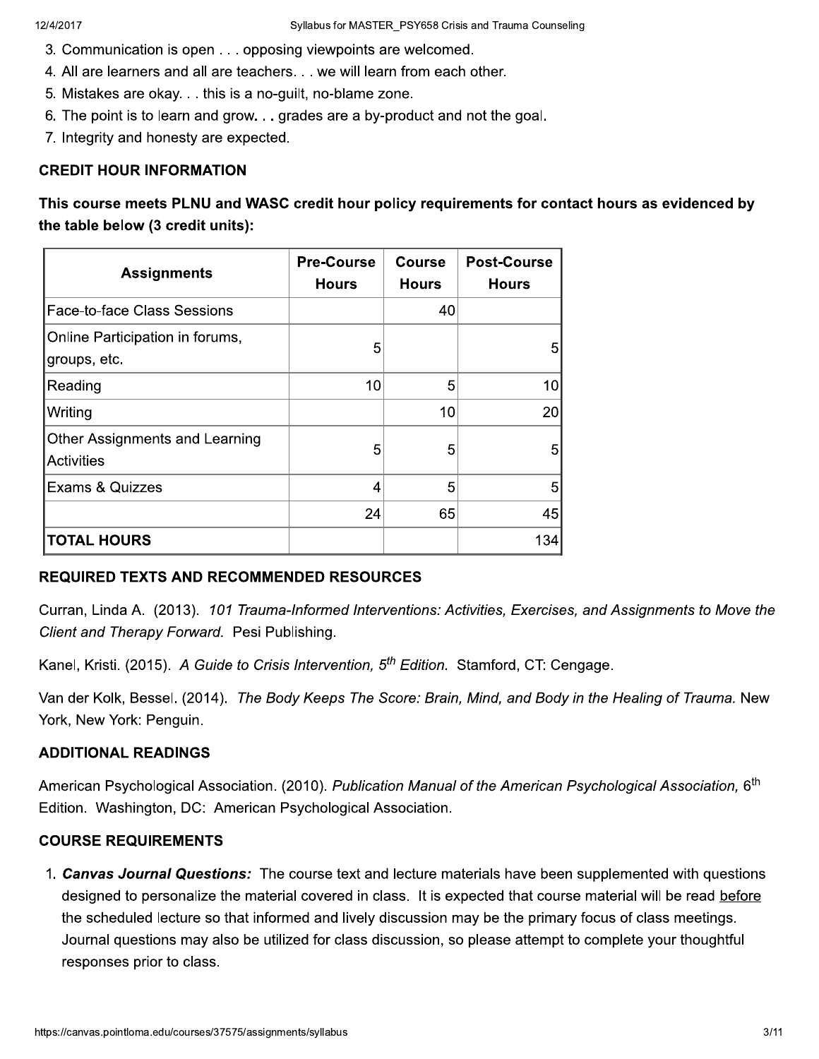3. Communication is open . . . opposing viewpoints are welcomed.
4. All are learners and all are teachers. . . we will learn from each other.
5. Mistakes are okay. . . this is a no-guilt, no-blame zone.
6. The point is to learn and grow. . . grades are a by-product and not the goal.
7. Integrity and honesty are expected.

### CREDIT HOUR INFORMATION

**This course meets PLNU and WASC credit hour policy requirements for contact hours as evidenced by the table below (3 credit units):**

| Assignments | Pre-Course Hours | Course Hours | Post-Course Hours |
|---|---|---|---|
| Face-to-face Class Sessions | | 40 | |
| Online Participation in forums, groups, etc. | 5 | | 5 |
| Reading | 10 | 5 | 10 |
| Writing | | 10 | 20 |
| Other Assignments and Learning Activities | 5 | 5 | 5 |
| Exams & Quizzes | 4 | 5 | 5 |
| | 24 | 65 | 45 |
| **TOTAL HOURS** | | | 134 |

### REQUIRED TEXTS AND RECOMMENDED RESOURCES

Curran, Linda A. (2013). *101 Trauma-Informed Interventions: Activities, Exercises, and Assignments to Move the Client and Therapy Forward.* Pesi Publishing.

Kanel, Kristi. (2015). *A Guide to Crisis Intervention, 5th Edition.* Stamford, CT: Cengage.

Van der Kolk, Bessel. (2014). *The Body Keeps The Score: Brain, Mind, and Body in the Healing of Trauma.* New York, New York: Penguin.

### ADDITIONAL READINGS

American Psychological Association. (2010). *Publication Manual of the American Psychological Association,* 6th Edition. Washington, DC: American Psychological Association.

### COURSE REQUIREMENTS

1. ***Canvas Journal Questions:*** The course text and lecture materials have been supplemented with questions designed to personalize the material covered in class. It is expected that course material will be read before the scheduled lecture so that informed and lively discussion may be the primary focus of class meetings. Journal questions may also be utilized for class discussion, so please attempt to complete your thoughtful responses prior to class.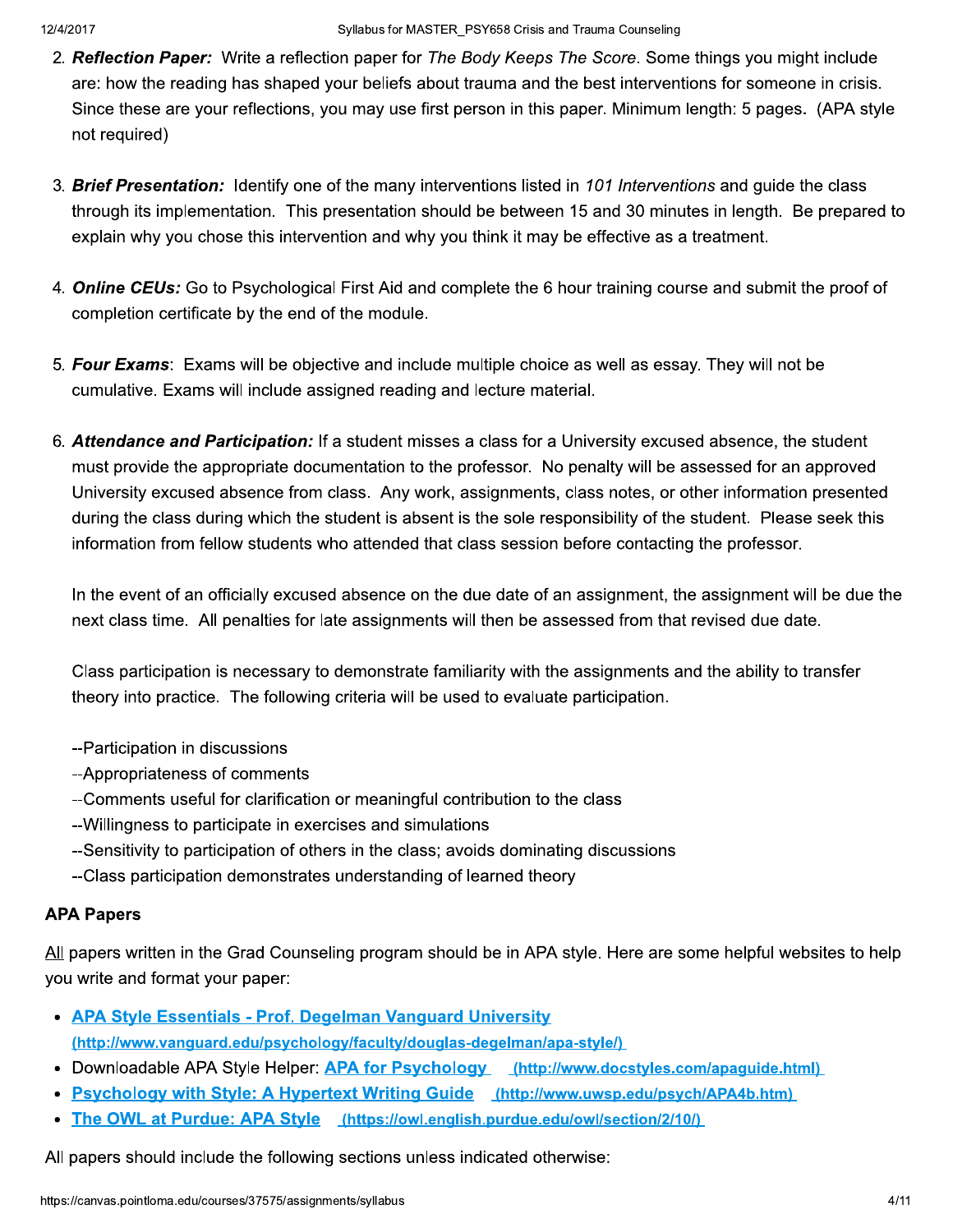2. ***Reflection Paper:*** Write a reflection paper for *The Body Keeps The Score*. Some things you might include are: how the reading has shaped your beliefs about trauma and the best interventions for someone in crisis. Since these are your reflections, you may use first person in this paper. Minimum length: 5 pages. (APA style not required)

3. ***Brief Presentation:*** Identify one of the many interventions listed in *101 Interventions* and guide the class through its implementation. This presentation should be between 15 and 30 minutes in length. Be prepared to explain why you chose this intervention and why you think it may be effective as a treatment.

4. ***Online CEUs:*** Go to Psychological First Aid and complete the 6 hour training course and submit the proof of completion certificate by the end of the module.

5. ***Four Exams***: Exams will be objective and include multiple choice as well as essay. They will not be cumulative. Exams will include assigned reading and lecture material.

6. ***Attendance and Participation:*** If a student misses a class for a University excused absence, the student must provide the appropriate documentation to the professor. No penalty will be assessed for an approved University excused absence from class. Any work, assignments, class notes, or other information presented during the class during which the student is absent is the sole responsibility of the student. Please seek this information from fellow students who attended that class session before contacting the professor.

   In the event of an officially excused absence on the due date of an assignment, the assignment will be due the next class time. All penalties for late assignments will then be assessed from that revised due date.

   Class participation is necessary to demonstrate familiarity with the assignments and the ability to transfer theory into practice. The following criteria will be used to evaluate participation.

   --Participation in discussions
   --Appropriateness of comments
   --Comments useful for clarification or meaningful contribution to the class
   --Willingness to participate in exercises and simulations
   --Sensitivity to participation of others in the class; avoids dominating discussions
   --Class participation demonstrates understanding of learned theory

**APA Papers**

All papers written in the Grad Counseling program should be in APA style. Here are some helpful websites to help you write and format your paper:

- [APA Style Essentials - Prof. Degelman Vanguard University (http://www.vanguard.edu/psychology/faculty/douglas-degelman/apa-style/)](http://www.vanguard.edu/psychology/faculty/douglas-degelman/apa-style/)
- Downloadable APA Style Helper: [APA for Psychology (http://www.docstyles.com/apaguide.html)](http://www.docstyles.com/apaguide.html)
- [Psychology with Style: A Hypertext Writing Guide (http://www.uwsp.edu/psych/APA4b.htm)](http://www.uwsp.edu/psych/APA4b.htm)
- [The OWL at Purdue: APA Style (https://owl.english.purdue.edu/owl/section/2/10/)](https://owl.english.purdue.edu/owl/section/2/10/)

All papers should include the following sections unless indicated otherwise: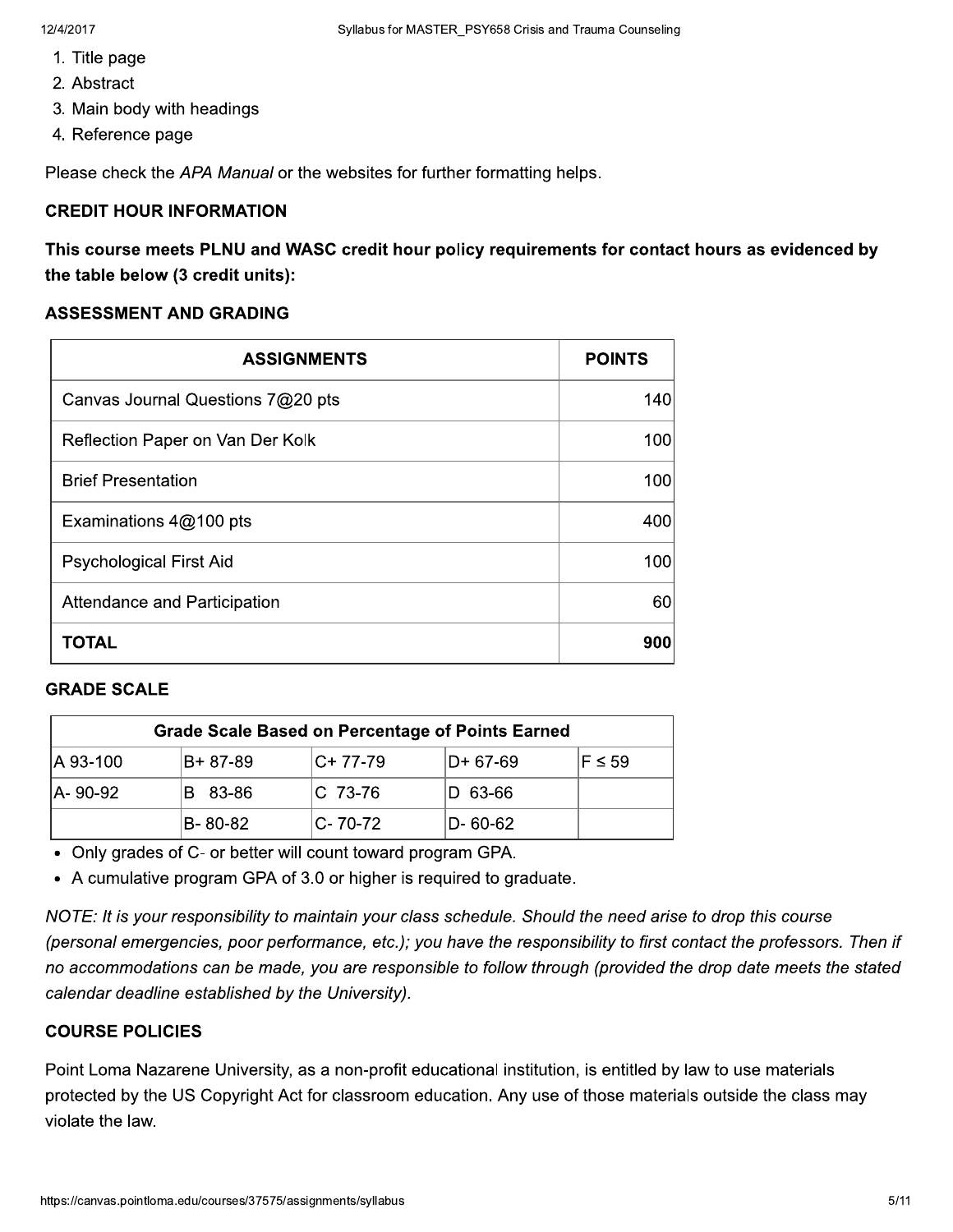1. Title page
2. Abstract
3. Main body with headings
4. Reference page

Please check the *APA Manual* or the websites for further formatting helps.

### CREDIT HOUR INFORMATION

**This course meets PLNU and WASC credit hour policy requirements for contact hours as evidenced by the table below (3 credit units):**

### ASSESSMENT AND GRADING

| ASSIGNMENTS | POINTS |
|---|---|
| Canvas Journal Questions 7@20 pts | 140 |
| Reflection Paper on Van Der Kolk | 100 |
| Brief Presentation | 100 |
| Examinations 4@100 pts | 400 |
| Psychological First Aid | 100 |
| Attendance and Participation | 60 |
| **TOTAL** | **900** |

### GRADE SCALE

| Grade Scale Based on Percentage of Points Earned | | | | |
|---|---|---|---|---|
| A 93-100 | B+ 87-89 | C+ 77-79 | D+ 67-69 | F ≤ 59 |
| A- 90-92 | B 83-86 | C 73-76 | D 63-66 | |
| | B- 80-82 | C- 70-72 | D- 60-62 | |

- Only grades of C- or better will count toward program GPA.
- A cumulative program GPA of 3.0 or higher is required to graduate.

*NOTE: It is your responsibility to maintain your class schedule. Should the need arise to drop this course (personal emergencies, poor performance, etc.); you have the responsibility to first contact the professors. Then if no accommodations can be made, you are responsible to follow through (provided the drop date meets the stated calendar deadline established by the University).*

### COURSE POLICIES

Point Loma Nazarene University, as a non-profit educational institution, is entitled by law to use materials protected by the US Copyright Act for classroom education. Any use of those materials outside the class may violate the law.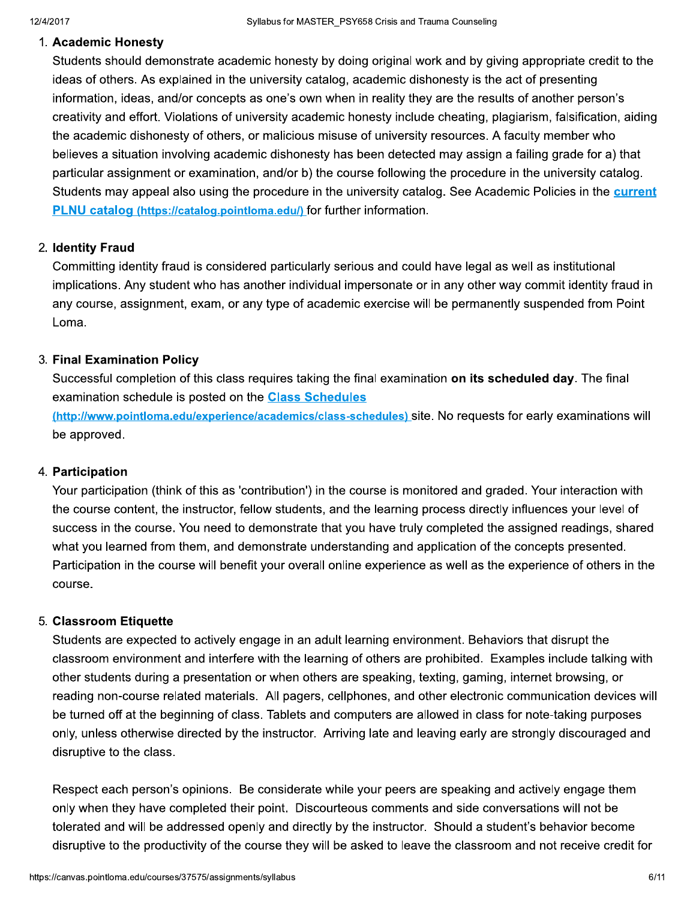1. **Academic Honesty**

   Students should demonstrate academic honesty by doing original work and by giving appropriate credit to the ideas of others. As explained in the university catalog, academic dishonesty is the act of presenting information, ideas, and/or concepts as one's own when in reality they are the results of another person's creativity and effort. Violations of university academic honesty include cheating, plagiarism, falsification, aiding the academic dishonesty of others, or malicious misuse of university resources. A faculty member who believes a situation involving academic dishonesty has been detected may assign a failing grade for a) that particular assignment or examination, and/or b) the course following the procedure in the university catalog. Students may appeal also using the procedure in the university catalog. See Academic Policies in the [current PLNU catalog (https://catalog.pointloma.edu/)](https://catalog.pointloma.edu/) for further information.

2. **Identity Fraud**

   Committing identity fraud is considered particularly serious and could have legal as well as institutional implications. Any student who has another individual impersonate or in any other way commit identity fraud in any course, assignment, exam, or any type of academic exercise will be permanently suspended from Point Loma.

3. **Final Examination Policy**

   Successful completion of this class requires taking the final examination **on its scheduled day**. The final examination schedule is posted on the [Class Schedules (http://www.pointloma.edu/experience/academics/class-schedules)](http://www.pointloma.edu/experience/academics/class-schedules) site. No requests for early examinations will be approved.

4. **Participation**

   Your participation (think of this as 'contribution') in the course is monitored and graded. Your interaction with the course content, the instructor, fellow students, and the learning process directly influences your level of success in the course. You need to demonstrate that you have truly completed the assigned readings, shared what you learned from them, and demonstrate understanding and application of the concepts presented. Participation in the course will benefit your overall online experience as well as the experience of others in the course.

5. **Classroom Etiquette**

   Students are expected to actively engage in an adult learning environment. Behaviors that disrupt the classroom environment and interfere with the learning of others are prohibited. Examples include talking with other students during a presentation or when others are speaking, texting, gaming, internet browsing, or reading non-course related materials. All pagers, cellphones, and other electronic communication devices will be turned off at the beginning of class. Tablets and computers are allowed in class for note-taking purposes only, unless otherwise directed by the instructor. Arriving late and leaving early are strongly discouraged and disruptive to the class.

   Respect each person's opinions. Be considerate while your peers are speaking and actively engage them only when they have completed their point. Discourteous comments and side conversations will not be tolerated and will be addressed openly and directly by the instructor. Should a student's behavior become disruptive to the productivity of the course they will be asked to leave the classroom and not receive credit for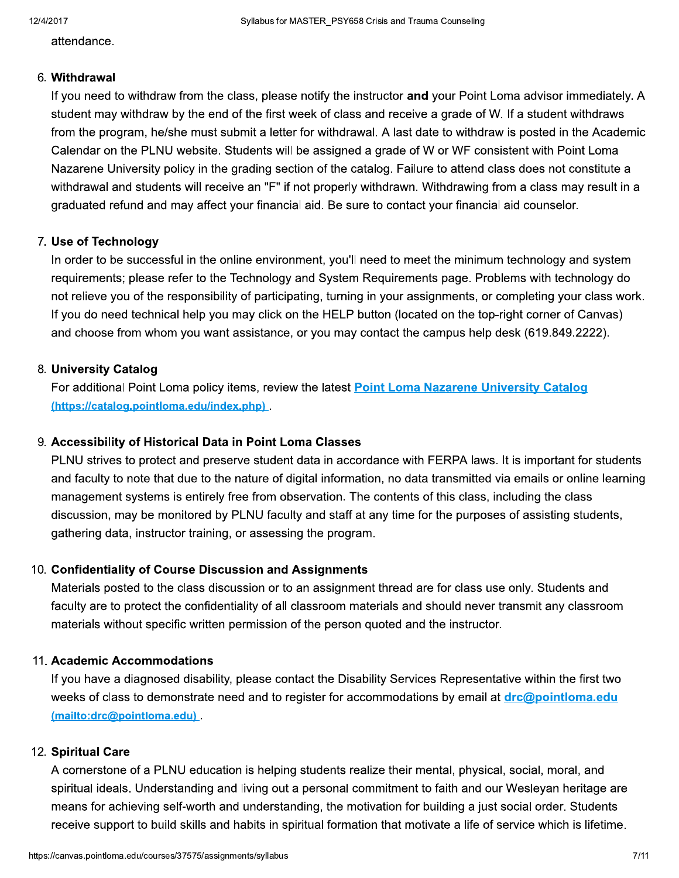attendance.

6. **Withdrawal**
   If you need to withdraw from the class, please notify the instructor **and** your Point Loma advisor immediately. A student may withdraw by the end of the first week of class and receive a grade of W. If a student withdraws from the program, he/she must submit a letter for withdrawal. A last date to withdraw is posted in the Academic Calendar on the PLNU website. Students will be assigned a grade of W or WF consistent with Point Loma Nazarene University policy in the grading section of the catalog. Failure to attend class does not constitute a withdrawal and students will receive an "F" if not properly withdrawn. Withdrawing from a class may result in a graduated refund and may affect your financial aid. Be sure to contact your financial aid counselor.

7. **Use of Technology**
   In order to be successful in the online environment, you'll need to meet the minimum technology and system requirements; please refer to the Technology and System Requirements page. Problems with technology do not relieve you of the responsibility of participating, turning in your assignments, or completing your class work. If you do need technical help you may click on the HELP button (located on the top-right corner of Canvas) and choose from whom you want assistance, or you may contact the campus help desk (619.849.2222).

8. **University Catalog**
   For additional Point Loma policy items, review the latest [Point Loma Nazarene University Catalog (https://catalog.pointloma.edu/index.php)](https://catalog.pointloma.edu/index.php).

9. **Accessibility of Historical Data in Point Loma Classes**
   PLNU strives to protect and preserve student data in accordance with FERPA laws. It is important for students and faculty to note that due to the nature of digital information, no data transmitted via emails or online learning management systems is entirely free from observation. The contents of this class, including the class discussion, may be monitored by PLNU faculty and staff at any time for the purposes of assisting students, gathering data, instructor training, or assessing the program.

10. **Confidentiality of Course Discussion and Assignments**
    Materials posted to the class discussion or to an assignment thread are for class use only. Students and faculty are to protect the confidentiality of all classroom materials and should never transmit any classroom materials without specific written permission of the person quoted and the instructor.

11. **Academic Accommodations**
    If you have a diagnosed disability, please contact the Disability Services Representative within the first two weeks of class to demonstrate need and to register for accommodations by email at [drc@pointloma.edu (mailto:drc@pointloma.edu)](mailto:drc@pointloma.edu).

12. **Spiritual Care**
    A cornerstone of a PLNU education is helping students realize their mental, physical, social, moral, and spiritual ideals. Understanding and living out a personal commitment to faith and our Wesleyan heritage are means for achieving self-worth and understanding, the motivation for building a just social order. Students receive support to build skills and habits in spiritual formation that motivate a life of service which is lifetime.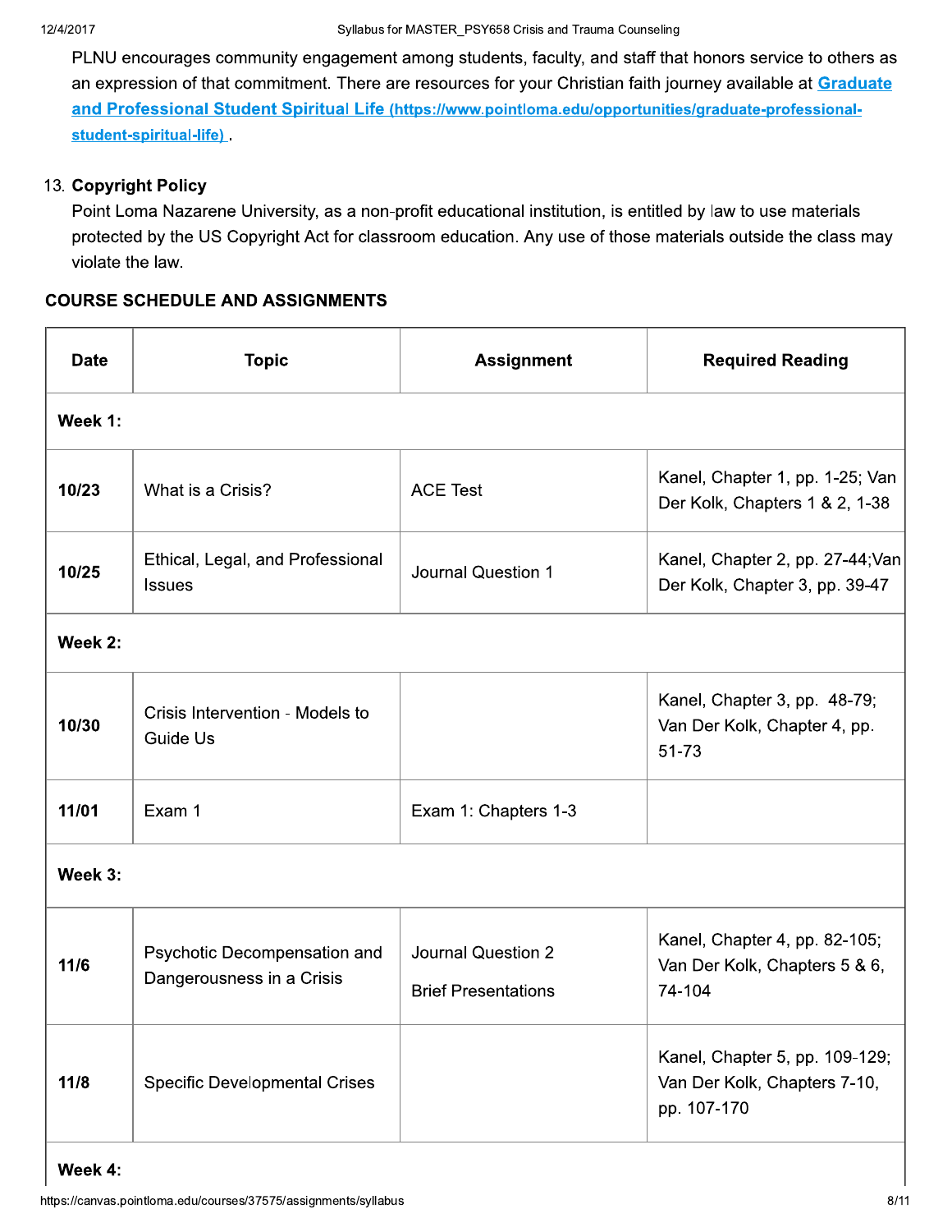PLNU encourages community engagement among students, faculty, and staff that honors service to others as an expression of that commitment. There are resources for your Christian faith journey available at [Graduate and Professional Student Spiritual Life (https://www.pointloma.edu/opportunities/graduate-professional-student-spiritual-life)](https://www.pointloma.edu/opportunities/graduate-professional-student-spiritual-life).

13. **Copyright Policy**

    Point Loma Nazarene University, as a non-profit educational institution, is entitled by law to use materials protected by the US Copyright Act for classroom education. Any use of those materials outside the class may violate the law.

## COURSE SCHEDULE AND ASSIGNMENTS

| Date | Topic | Assignment | Required Reading |
|---|---|---|---|
| **Week 1:** | | | |
| 10/23 | What is a Crisis? | ACE Test | Kanel, Chapter 1, pp. 1-25; Van Der Kolk, Chapters 1 & 2, 1-38 |
| 10/25 | Ethical, Legal, and Professional Issues | Journal Question 1 | Kanel, Chapter 2, pp. 27-44;Van Der Kolk, Chapter 3, pp. 39-47 |
| **Week 2:** | | | |
| 10/30 | Crisis Intervention - Models to Guide Us | | Kanel, Chapter 3, pp. 48-79; Van Der Kolk, Chapter 4, pp. 51-73 |
| 11/01 | Exam 1 | Exam 1: Chapters 1-3 | |
| **Week 3:** | | | |
| 11/6 | Psychotic Decompensation and Dangerousness in a Crisis | Journal Question 2<br>Brief Presentations | Kanel, Chapter 4, pp. 82-105; Van Der Kolk, Chapters 5 & 6, 74-104 |
| 11/8 | Specific Developmental Crises | | Kanel, Chapter 5, pp. 109-129; Van Der Kolk, Chapters 7-10, pp. 107-170 |
| **Week 4:** | | | |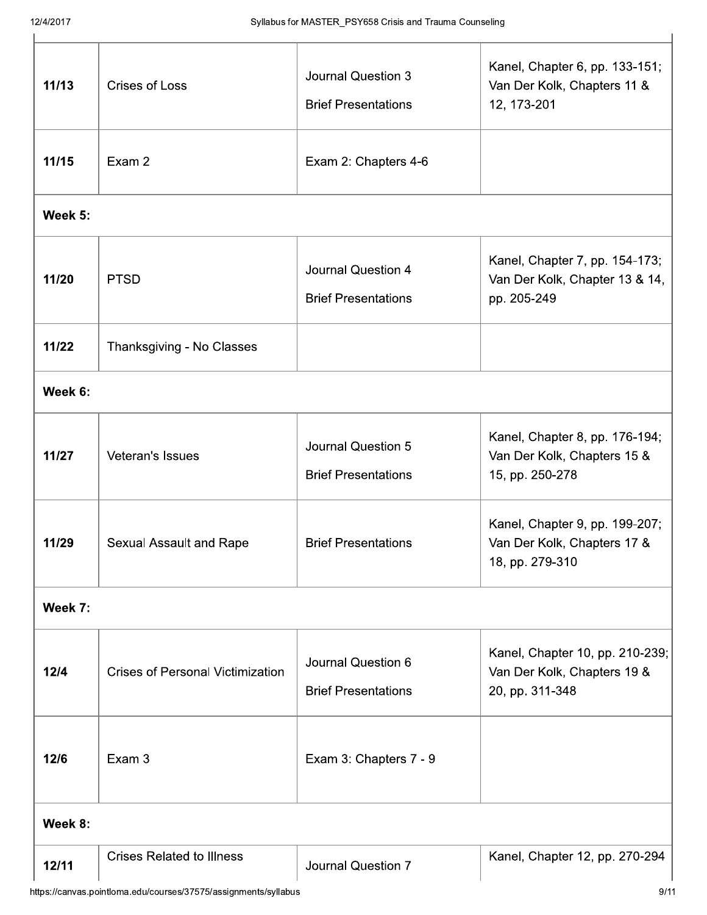| | | | |
|---|---|---|---|
| **11/13** | Crises of Loss | Journal Question 3<br><br>Brief Presentations | Kanel, Chapter 6, pp. 133-151; Van Der Kolk, Chapters 11 & 12, 173-201 |
| **11/15** | Exam 2 | Exam 2: Chapters 4-6 | |
| **Week 5:** | | | |
| **11/20** | PTSD | Journal Question 4<br><br>Brief Presentations | Kanel, Chapter 7, pp. 154-173; Van Der Kolk, Chapter 13 & 14, pp. 205-249 |
| **11/22** | Thanksgiving - No Classes | | |
| **Week 6:** | | | |
| **11/27** | Veteran's Issues | Journal Question 5<br><br>Brief Presentations | Kanel, Chapter 8, pp. 176-194; Van Der Kolk, Chapters 15 & 15, pp. 250-278 |
| **11/29** | Sexual Assault and Rape | Brief Presentations | Kanel, Chapter 9, pp. 199-207; Van Der Kolk, Chapters 17 & 18, pp. 279-310 |
| **Week 7:** | | | |
| **12/4** | Crises of Personal Victimization | Journal Question 6<br><br>Brief Presentations | Kanel, Chapter 10, pp. 210-239; Van Der Kolk, Chapters 19 & 20, pp. 311-348 |
| **12/6** | Exam 3 | Exam 3: Chapters 7 - 9 | |
| **Week 8:** | | | |
| **12/11** | Crises Related to Illness | Journal Question 7 | Kanel, Chapter 12, pp. 270-294 |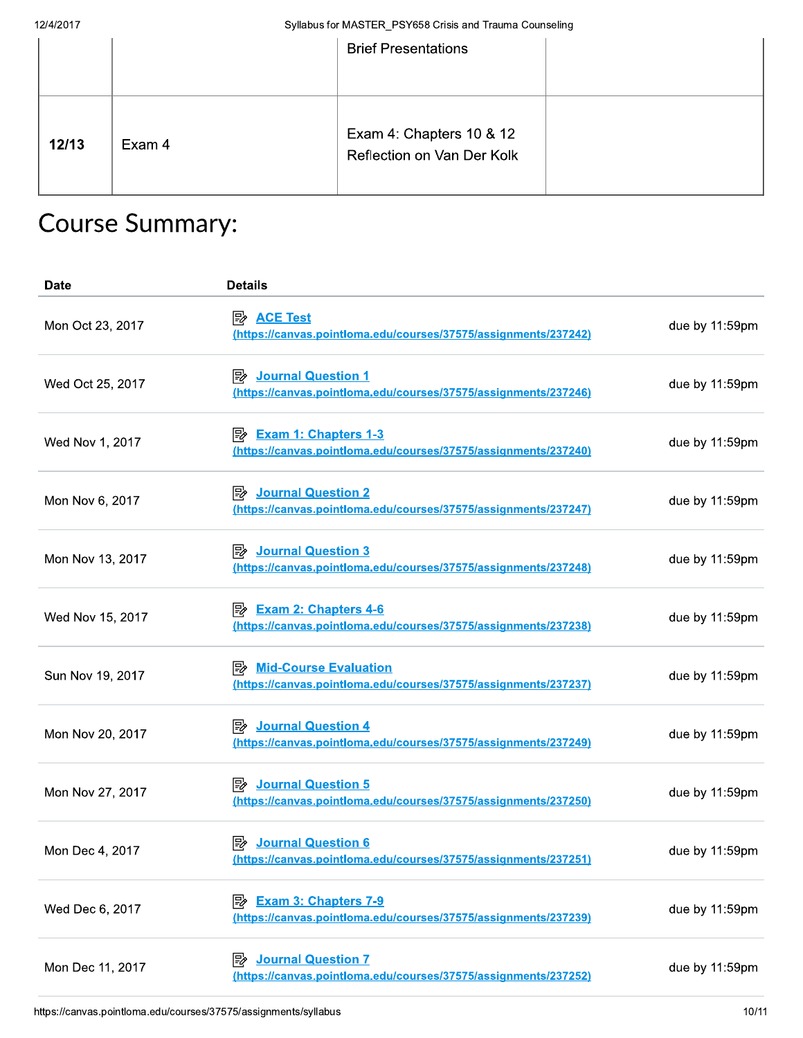| | | Brief Presentations | |
|---|---|---|---|
| **12/13** | Exam 4 | Exam 4: Chapters 10 & 12<br>Reflection on Van Der Kolk | |

# Course Summary:

| Date | Details | |
|---|---|---|
| Mon Oct 23, 2017 | ACE Test (https://canvas.pointloma.edu/courses/37575/assignments/237242) | due by 11:59pm |
| Wed Oct 25, 2017 | Journal Question 1 (https://canvas.pointloma.edu/courses/37575/assignments/237246) | due by 11:59pm |
| Wed Nov 1, 2017 | Exam 1: Chapters 1-3 (https://canvas.pointloma.edu/courses/37575/assignments/237240) | due by 11:59pm |
| Mon Nov 6, 2017 | Journal Question 2 (https://canvas.pointloma.edu/courses/37575/assignments/237247) | due by 11:59pm |
| Mon Nov 13, 2017 | Journal Question 3 (https://canvas.pointloma.edu/courses/37575/assignments/237248) | due by 11:59pm |
| Wed Nov 15, 2017 | Exam 2: Chapters 4-6 (https://canvas.pointloma.edu/courses/37575/assignments/237238) | due by 11:59pm |
| Sun Nov 19, 2017 | Mid-Course Evaluation (https://canvas.pointloma.edu/courses/37575/assignments/237237) | due by 11:59pm |
| Mon Nov 20, 2017 | Journal Question 4 (https://canvas.pointloma.edu/courses/37575/assignments/237249) | due by 11:59pm |
| Mon Nov 27, 2017 | Journal Question 5 (https://canvas.pointloma.edu/courses/37575/assignments/237250) | due by 11:59pm |
| Mon Dec 4, 2017 | Journal Question 6 (https://canvas.pointloma.edu/courses/37575/assignments/237251) | due by 11:59pm |
| Wed Dec 6, 2017 | Exam 3: Chapters 7-9 (https://canvas.pointloma.edu/courses/37575/assignments/237239) | due by 11:59pm |
| Mon Dec 11, 2017 | Journal Question 7 (https://canvas.pointloma.edu/courses/37575/assignments/237252) | due by 11:59pm |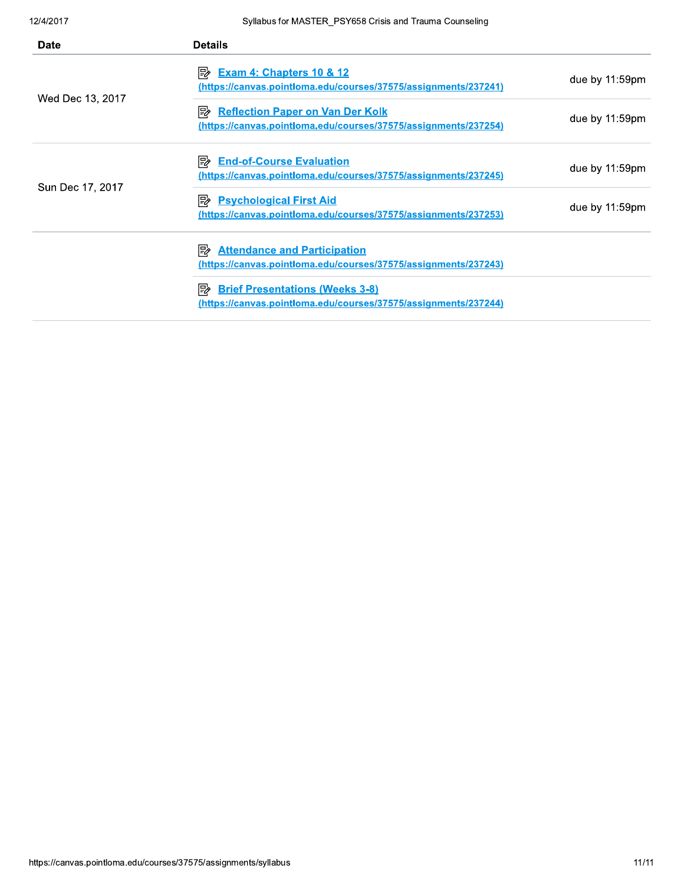| Date | Details | |
|---|---|---|
| Wed Dec 13, 2017 | Exam 4: Chapters 10 & 12 (https://canvas.pointloma.edu/courses/37575/assignments/237241) | due by 11:59pm |
| | Reflection Paper on Van Der Kolk (https://canvas.pointloma.edu/courses/37575/assignments/237254) | due by 11:59pm |
| Sun Dec 17, 2017 | End-of-Course Evaluation (https://canvas.pointloma.edu/courses/37575/assignments/237245) | due by 11:59pm |
| | Psychological First Aid (https://canvas.pointloma.edu/courses/37575/assignments/237253) | due by 11:59pm |
| | Attendance and Participation (https://canvas.pointloma.edu/courses/37575/assignments/237243) | |
| | Brief Presentations (Weeks 3-8) (https://canvas.pointloma.edu/courses/37575/assignments/237244) | |